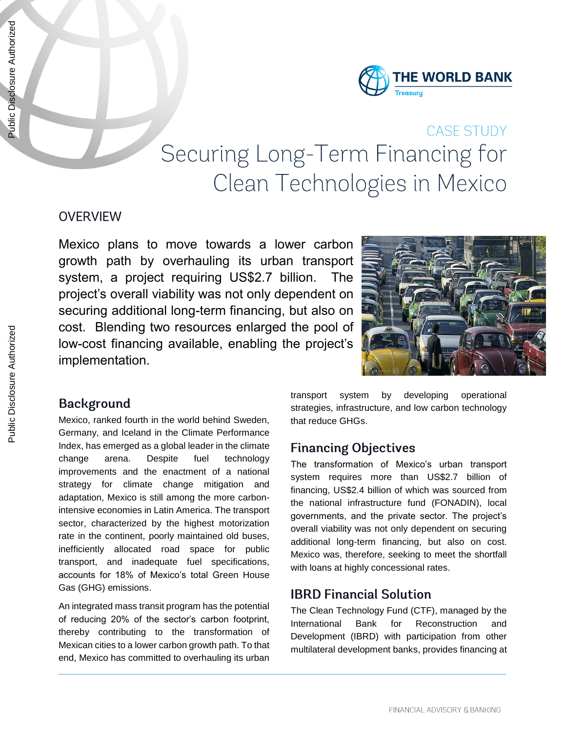CASE STUDY

# Securing Long-Term Financing for Clean Technologies in Mexico

## OVERVIEW

Mexico plans to move towards a lower carbon growth path by overhauling its urban transport system, a project requiring US$2.7 billion. The project's overall viability was not only dependent on securing additional long-term financing, but also on cost. Blending two resources enlarged the pool of low-cost financing available, enabling the project's implementation.

## Background

Mexico, ranked fourth in the world behind Sweden, Germany, and Iceland in the Climate Performance Index, has emerged as a global leader in the climate change arena. Despite fuel technology improvements and the enactment of a national strategy for climate change mitigation and adaptation, Mexico is still among the more carbon-intensive economies in Latin America. The transport sector, characterized by the highest motorization rate in the continent, poorly maintained old buses, inefficiently allocated road space for public transport, and inadequate fuel specifications, accounts for 18% of Mexico's total Green House Gas (GHG) emissions.

An integrated mass transit program has the potential of reducing 20% of the sector's carbon footprint, thereby contributing to the transformation of Mexican cities to a lower carbon growth path. To that end, Mexico has committed to overhauling its urban transport system by developing operational strategies, infrastructure, and low carbon technology that reduce GHGs.

## Financing Objectives

The transformation of Mexico's urban transport system requires more than US$2.7 billion of financing, US$2.4 billion of which was sourced from the national infrastructure fund (FONADIN), local governments, and the private sector. The project's overall viability was not only dependent on securing additional long-term financing, but also on cost. Mexico was, therefore, seeking to meet the shortfall with loans at highly concessional rates.

## IBRD Financial Solution

The Clean Technology Fund (CTF), managed by the International Bank for Reconstruction and Development (IBRD) with participation from other multilateral development banks, provides financing at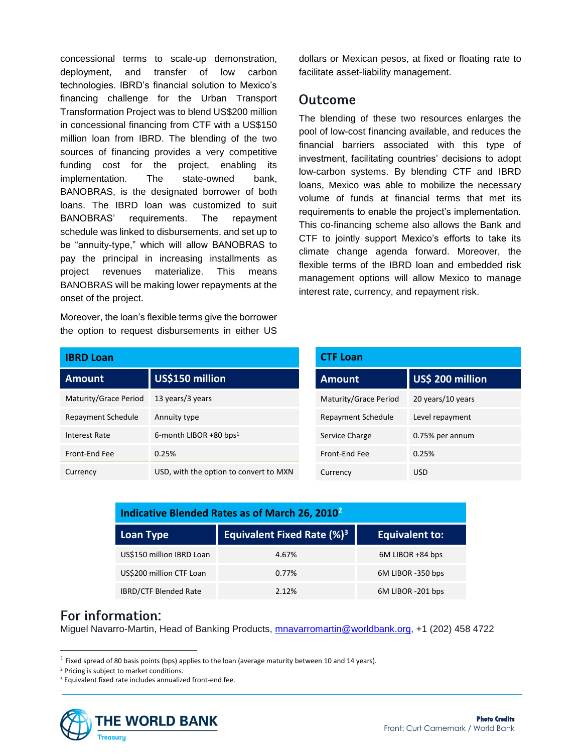concessional terms to scale-up demonstration, deployment, and transfer of low carbon technologies. IBRD's financial solution to Mexico's financing challenge for the Urban Transport Transformation Project was to blend US$200 million in concessional financing from CTF with a US$150 million loan from IBRD. The blending of the two sources of financing provides a very competitive funding cost for the project, enabling its implementation. The state-owned bank, BANOBRAS, is the designated borrower of both loans. The IBRD loan was customized to suit BANOBRAS' requirements. The repayment schedule was linked to disbursements, and set up to be "annuity-type," which will allow BANOBRAS to pay the principal in increasing installments as project revenues materialize. This means BANOBRAS will be making lower repayments at the onset of the project.

Moreover, the loan's flexible terms give the borrower the option to request disbursements in either US dollars or Mexican pesos, at fixed or floating rate to facilitate asset-liability management.

## Outcome

The blending of these two resources enlarges the pool of low-cost financing available, and reduces the financial barriers associated with this type of investment, facilitating countries' decisions to adopt low-carbon systems. By blending CTF and IBRD loans, Mexico was able to mobilize the necessary volume of funds at financial terms that met its requirements to enable the project's implementation. This co-financing scheme also allows the Bank and CTF to jointly support Mexico's efforts to take its climate change agenda forward. Moreover, the flexible terms of the IBRD loan and embedded risk management options will allow Mexico to manage interest rate, currency, and repayment risk.

**IBRD Loan**

| Amount | US$150 million |
|---|---|
| Maturity/Grace Period | 13 years/3 years |
| Repayment Schedule | Annuity type |
| Interest Rate | 6-month LIBOR +80 bps[1] |
| Front-End Fee | 0.25% |
| Currency | USD, with the option to convert to MXN |

**CTF Loan**

| Amount | US$ 200 million |
|---|---|
| Maturity/Grace Period | 20 years/10 years |
| Repayment Schedule | Level repayment |
| Service Charge | 0.75% per annum |
| Front-End Fee | 0.25% |
| Currency | USD |

**Indicative Blended Rates as of March 26, 2010[2]**

| Loan Type | Equivalent Fixed Rate (%)[3] | Equivalent to: |
|---|---|---|
| US$150 million IBRD Loan | 4.67% | 6M LIBOR +84 bps |
| US$200 million CTF Loan | 0.77% | 6M LIBOR -350 bps |
| IBRD/CTF Blended Rate | 2.12% | 6M LIBOR -201 bps |

## For information:

Miguel Navarro-Martin, Head of Banking Products, mnavarromartin@worldbank.org, +1 (202) 458 4722

[1] Fixed spread of 80 basis points (bps) applies to the loan (average maturity between 10 and 14 years).

[2] Pricing is subject to market conditions.

[3] Equivalent fixed rate includes annualized front-end fee.

THE WORLD BANK Treasury

Photo Credits
Front: Curt Carnemark / World Bank